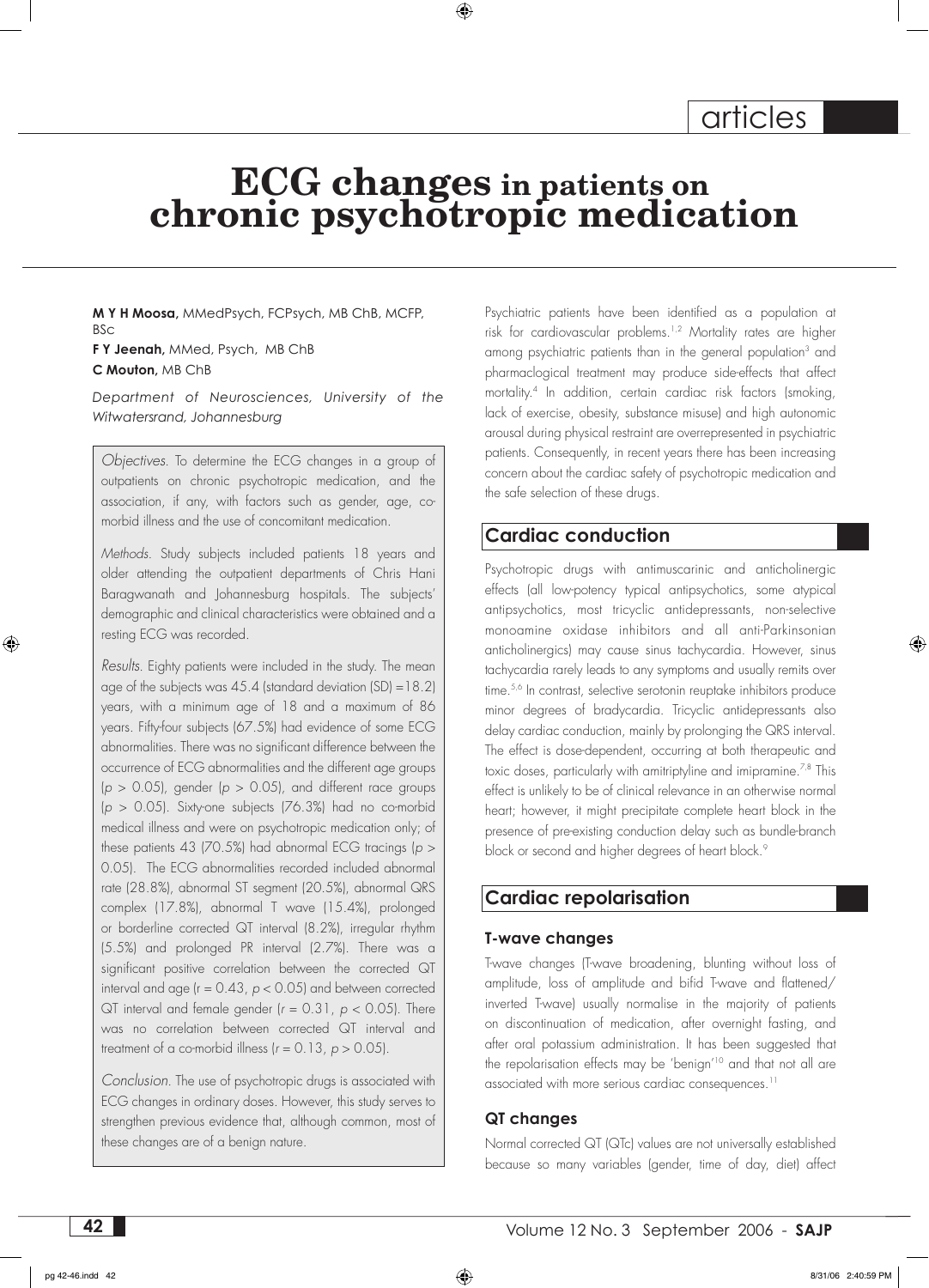# ECG changes in patients on chronic psychotropic medication

**M Y H Moosa,** MMedPsych, FCPsych, MB ChB, MCFP, BSc
**F Y Jeenah,** MMed, Psych, MB ChB
**C Mouton,** MB ChB

*Department of Neurosciences, University of the Witwatersrand, Johannesburg*

*Objectives.* To determine the ECG changes in a group of outpatients on chronic psychotropic medication, and the association, if any, with factors such as gender, age, co-morbid illness and the use of concomitant medication.

*Methods.* Study subjects included patients 18 years and older attending the outpatient departments of Chris Hani Baragwanath and Johannesburg hospitals. The subjects' demographic and clinical characteristics were obtained and a resting ECG was recorded.

*Results.* Eighty patients were included in the study. The mean age of the subjects was 45.4 (standard deviation (SD) =18.2) years, with a minimum age of 18 and a maximum of 86 years. Fifty-four subjects (67.5%) had evidence of some ECG abnormalities. There was no significant difference between the occurrence of ECG abnormalities and the different age groups ($p > 0.05$), gender ($p > 0.05$), and different race groups ($p > 0.05$). Sixty-one subjects (76.3%) had no co-morbid medical illness and were on psychotropic medication only; of these patients 43 (70.5%) had abnormal ECG tracings ($p > 0.05$). The ECG abnormalities recorded included abnormal rate (28.8%), abnormal ST segment (20.5%), abnormal QRS complex (17.8%), abnormal T wave (15.4%), prolonged or borderline corrected QT interval (8.2%), irregular rhythm (5.5%) and prolonged PR interval (2.7%). There was a significant positive correlation between the corrected QT interval and age ($r = 0.43$, $p < 0.05$) and between corrected QT interval and female gender ($r = 0.31$, $p < 0.05$). There was no correlation between corrected QT interval and treatment of a co-morbid illness ($r = 0.13$, $p > 0.05$).

*Conclusion.* The use of psychotropic drugs is associated with ECG changes in ordinary doses. However, this study serves to strengthen previous evidence that, although common, most of these changes are of a benign nature.

Psychiatric patients have been identified as a population at risk for cardiovascular problems.[1,2] Mortality rates are higher among psychiatric patients than in the general population[3] and pharmaclogical treatment may produce side-effects that affect mortality.[4] In addition, certain cardiac risk factors (smoking, lack of exercise, obesity, substance misuse) and high autonomic arousal during physical restraint are overrepresented in psychiatric patients. Consequently, in recent years there has been increasing concern about the cardiac safety of psychotropic medication and the safe selection of these drugs.

## Cardiac conduction

Psychotropic drugs with antimuscarinic and anticholinergic effects (all low-potency typical antipsychotics, some atypical antipsychotics, most tricyclic antidepressants, non-selective monoamine oxidase inhibitors and all anti-Parkinsonian anticholinergics) may cause sinus tachycardia. However, sinus tachycardia rarely leads to any symptoms and usually remits over time.[5,6] In contrast, selective serotonin reuptake inhibitors produce minor degrees of bradycardia. Tricyclic antidepressants also delay cardiac conduction, mainly by prolonging the QRS interval. The effect is dose-dependent, occurring at both therapeutic and toxic doses, particularly with amitriptyline and imipramine.[7,8] This effect is unlikely to be of clinical relevance in an otherwise normal heart; however, it might precipitate complete heart block in the presence of pre-existing conduction delay such as bundle-branch block or second and higher degrees of heart block.[9]

## Cardiac repolarisation

### T-wave changes

T-wave changes (T-wave broadening, blunting without loss of amplitude, loss of amplitude and bifid T-wave and flattened/inverted T-wave) usually normalise in the majority of patients on discontinuation of medication, after overnight fasting, and after oral potassium administration. It has been suggested that the repolarisation effects may be 'benign'[10] and that not all are associated with more serious cardiac consequences.[11]

### QT changes

Normal corrected QT (QTc) values are not universally established because so many variables (gender, time of day, diet) affect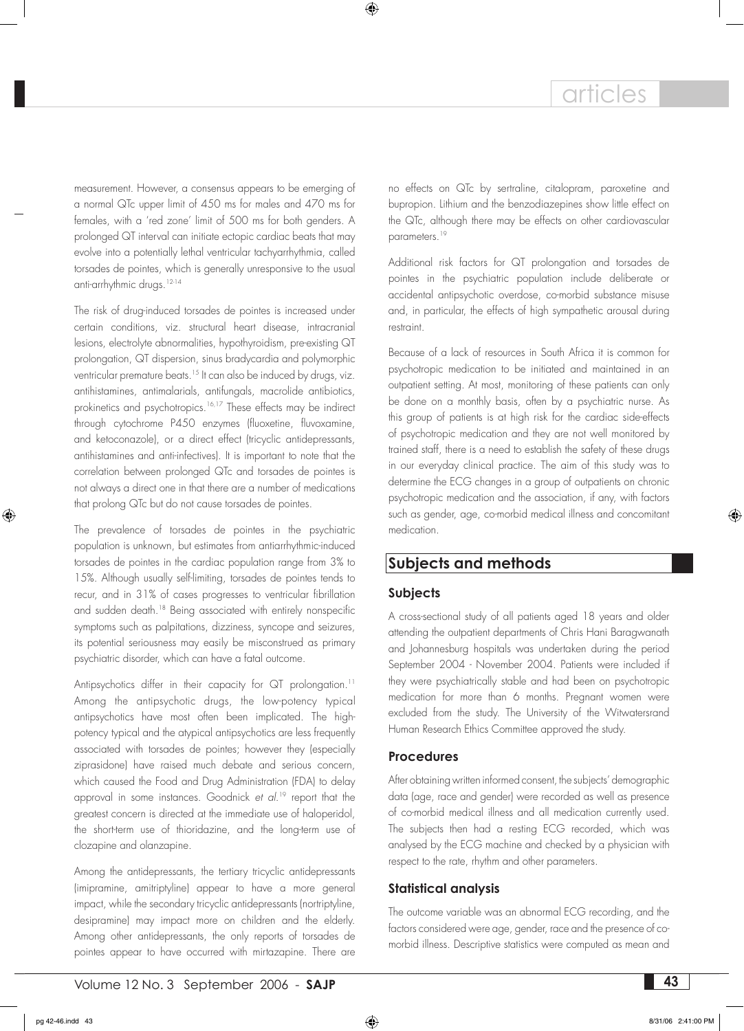measurement. However, a consensus appears to be emerging of a normal QTc upper limit of 450 ms for males and 470 ms for females, with a 'red zone' limit of 500 ms for both genders. A prolonged QT interval can initiate ectopic cardiac beats that may evolve into a potentially lethal ventricular tachyarrhythmia, called torsades de pointes, which is generally unresponsive to the usual anti-arrhythmic drugs.[12-14]

The risk of drug-induced torsades de pointes is increased under certain conditions, viz. structural heart disease, intracranial lesions, electrolyte abnormalities, hypothyroidism, pre-existing QT prolongation, QT dispersion, sinus bradycardia and polymorphic ventricular premature beats.[15] It can also be induced by drugs, viz. antihistamines, antimalarials, antifungals, macrolide antibiotics, prokinetics and psychotropics.[16,17] These effects may be indirect through cytochrome P450 enzymes (fluoxetine, fluvoxamine, and ketoconazole), or a direct effect (tricyclic antidepressants, antihistamines and anti-infectives). It is important to note that the correlation between prolonged QTc and torsades de pointes is not always a direct one in that there are a number of medications that prolong QTc but do not cause torsades de pointes.

The prevalence of torsades de pointes in the psychiatric population is unknown, but estimates from antiarrhythmic-induced torsades de pointes in the cardiac population range from 3% to 15%. Although usually self-limiting, torsades de pointes tends to recur, and in 31% of cases progresses to ventricular fibrillation and sudden death.[18] Being associated with entirely nonspecific symptoms such as palpitations, dizziness, syncope and seizures, its potential seriousness may easily be misconstrued as primary psychiatric disorder, which can have a fatal outcome.

Antipsychotics differ in their capacity for QT prolongation.[11] Among the antipsychotic drugs, the low-potency typical antipsychotics have most often been implicated. The high-potency typical and the atypical antipsychotics are less frequently associated with torsades de pointes; however they (especially ziprasidone) have raised much debate and serious concern, which caused the Food and Drug Administration (FDA) to delay approval in some instances. Goodnick *et al.*[19] report that the greatest concern is directed at the immediate use of haloperidol, the short-term use of thioridazine, and the long-term use of clozapine and olanzapine.

Among the antidepressants, the tertiary tricyclic antidepressants (imipramine, amitriptyline) appear to have a more general impact, while the secondary tricyclic antidepressants (nortriptyline, desipramine) may impact more on children and the elderly. Among other antidepressants, the only reports of torsades de pointes appear to have occurred with mirtazapine. There are no effects on QTc by sertraline, citalopram, paroxetine and bupropion. Lithium and the benzodiazepines show little effect on the QTc, although there may be effects on other cardiovascular parameters.[19]

Additional risk factors for QT prolongation and torsades de pointes in the psychiatric population include deliberate or accidental antipsychotic overdose, co-morbid substance misuse and, in particular, the effects of high sympathetic arousal during restraint.

Because of a lack of resources in South Africa it is common for psychotropic medication to be initiated and maintained in an outpatient setting. At most, monitoring of these patients can only be done on a monthly basis, often by a psychiatric nurse. As this group of patients is at high risk for the cardiac side-effects of psychotropic medication and they are not well monitored by trained staff, there is a need to establish the safety of these drugs in our everyday clinical practice. The aim of this study was to determine the ECG changes in a group of outpatients on chronic psychotropic medication and the association, if any, with factors such as gender, age, co-morbid medical illness and concomitant medication.

## Subjects and methods

### Subjects

A cross-sectional study of all patients aged 18 years and older attending the outpatient departments of Chris Hani Baragwanath and Johannesburg hospitals was undertaken during the period September 2004 - November 2004. Patients were included if they were psychiatrically stable and had been on psychotropic medication for more than 6 months. Pregnant women were excluded from the study. The University of the Witwatersrand Human Research Ethics Committee approved the study.

### Procedures

After obtaining written informed consent, the subjects' demographic data (age, race and gender) were recorded as well as presence of co-morbid medical illness and all medication currently used. The subjects then had a resting ECG recorded, which was analysed by the ECG machine and checked by a physician with respect to the rate, rhythm and other parameters.

### Statistical analysis

The outcome variable was an abnormal ECG recording, and the factors considered were age, gender, race and the presence of co-morbid illness. Descriptive statistics were computed as mean and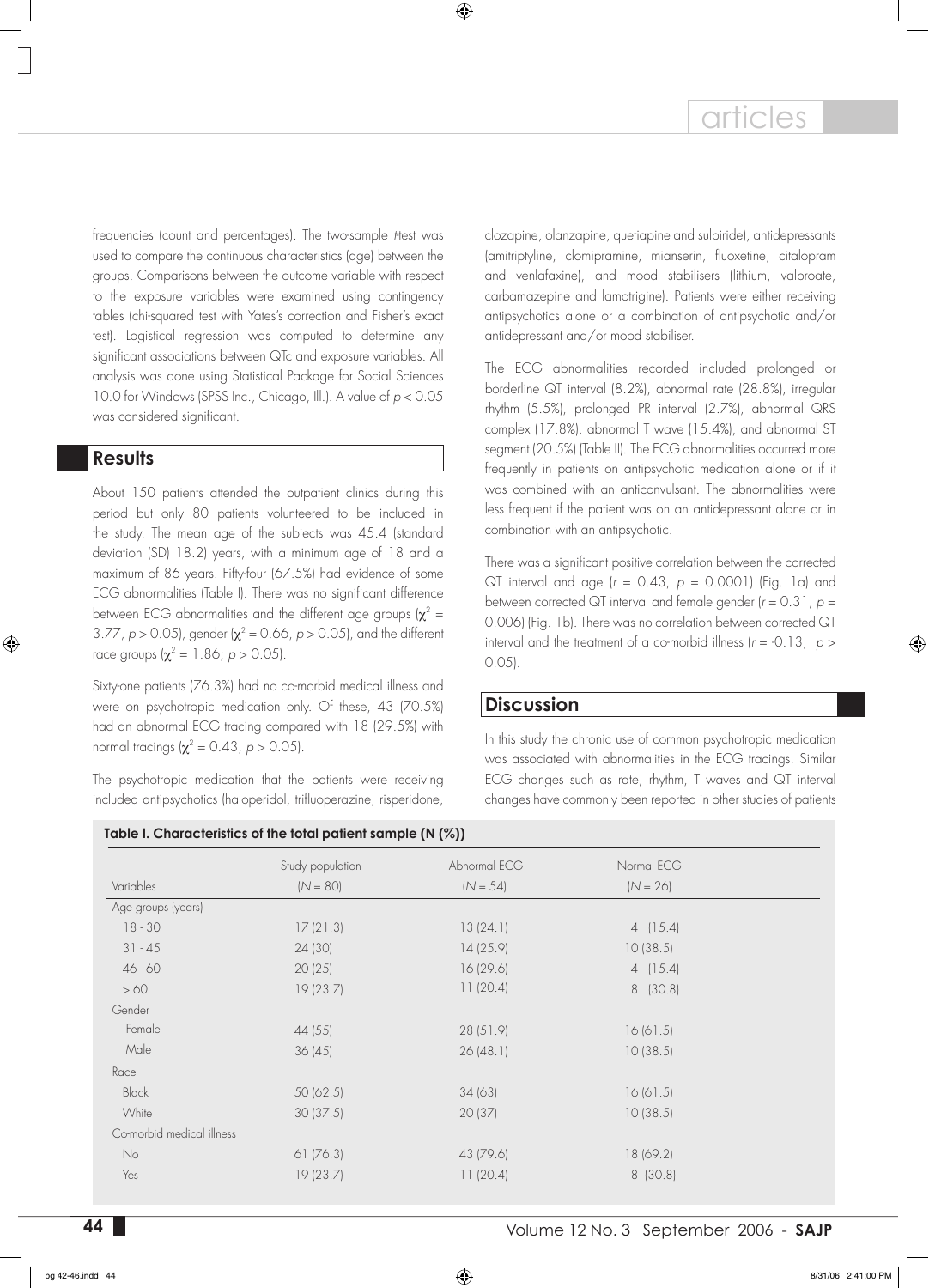frequencies (count and percentages). The two-sample *t*-test was used to compare the continuous characteristics (age) between the groups. Comparisons between the outcome variable with respect to the exposure variables were examined using contingency tables (chi-squared test with Yates's correction and Fisher's exact test). Logistical regression was computed to determine any significant associations between QTc and exposure variables. All analysis was done using Statistical Package for Social Sciences 10.0 for Windows (SPSS Inc., Chicago, Ill.). A value of $p < 0.05$ was considered significant.

## Results

About 150 patients attended the outpatient clinics during this period but only 80 patients volunteered to be included in the study. The mean age of the subjects was 45.4 (standard deviation (SD) 18.2) years, with a minimum age of 18 and a maximum of 86 years. Fifty-four (67.5%) had evidence of some ECG abnormalities (Table I). There was no significant difference between ECG abnormalities and the different age groups ($\chi^2$ = 3.77, $p > 0.05$), gender ($\chi^2$ = 0.66, $p > 0.05$), and the different race groups ($\chi^2$ = 1.86; $p > 0.05$).

Sixty-one patients (76.3%) had no co-morbid medical illness and were on psychotropic medication only. Of these, 43 (70.5%) had an abnormal ECG tracing compared with 18 (29.5%) with normal tracings ($\chi^2$ = 0.43, $p > 0.05$).

The psychotropic medication that the patients were receiving included antipsychotics (haloperidol, trifluoperazine, risperidone, clozapine, olanzapine, quetiapine and sulpiride), antidepressants (amitriptyline, clomipramine, mianserin, fluoxetine, citalopram and venlafaxine), and mood stabilisers (lithium, valproate, carbamazepine and lamotrigine). Patients were either receiving antipsychotics alone or a combination of antipsychotic and/or antidepressant and/or mood stabiliser.

The ECG abnormalities recorded included prolonged or borderline QT interval (8.2%), abnormal rate (28.8%), irregular rhythm (5.5%), prolonged PR interval (2.7%), abnormal QRS complex (17.8%), abnormal T wave (15.4%), and abnormal ST segment (20.5%) (Table II). The ECG abnormalities occurred more frequently in patients on antipsychotic medication alone or if it was combined with an anticonvulsant. The abnormalities were less frequent if the patient was on an antidepressant alone or in combination with an antipsychotic.

There was a significant positive correlation between the corrected QT interval and age ($r$ = 0.43, $p$ = 0.0001) (Fig. 1a) and between corrected QT interval and female gender ($r$ = 0.31, $p$ = 0.006) (Fig. 1b). There was no correlation between corrected QT interval and the treatment of a co-morbid illness ($r$ = -0.13, $p > 0.05$).

## Discussion

In this study the chronic use of common psychotropic medication was associated with abnormalities in the ECG tracings. Similar ECG changes such as rate, rhythm, T waves and QT interval changes have commonly been reported in other studies of patients

**Table I. Characteristics of the total patient sample (N (%))**

| Variables | Study population (N = 80) | Abnormal ECG (N = 54) | Normal ECG (N = 26) |
|---|---|---|---|
| Age groups (years) | | | |
| 18 - 30 | 17 (21.3) | 13 (24.1) | 4 (15.4) |
| 31 - 45 | 24 (30) | 14 (25.9) | 10 (38.5) |
| 46 - 60 | 20 (25) | 16 (29.6) | 4 (15.4) |
| > 60 | 19 (23.7) | 11 (20.4) | 8 (30.8) |
| Gender | | | |
| Female | 44 (55) | 28 (51.9) | 16 (61.5) |
| Male | 36 (45) | 26 (48.1) | 10 (38.5) |
| Race | | | |
| Black | 50 (62.5) | 34 (63) | 16 (61.5) |
| White | 30 (37.5) | 20 (37) | 10 (38.5) |
| Co-morbid medical illness | | | |
| No | 61 (76.3) | 43 (79.6) | 18 (69.2) |
| Yes | 19 (23.7) | 11 (20.4) | 8 (30.8) |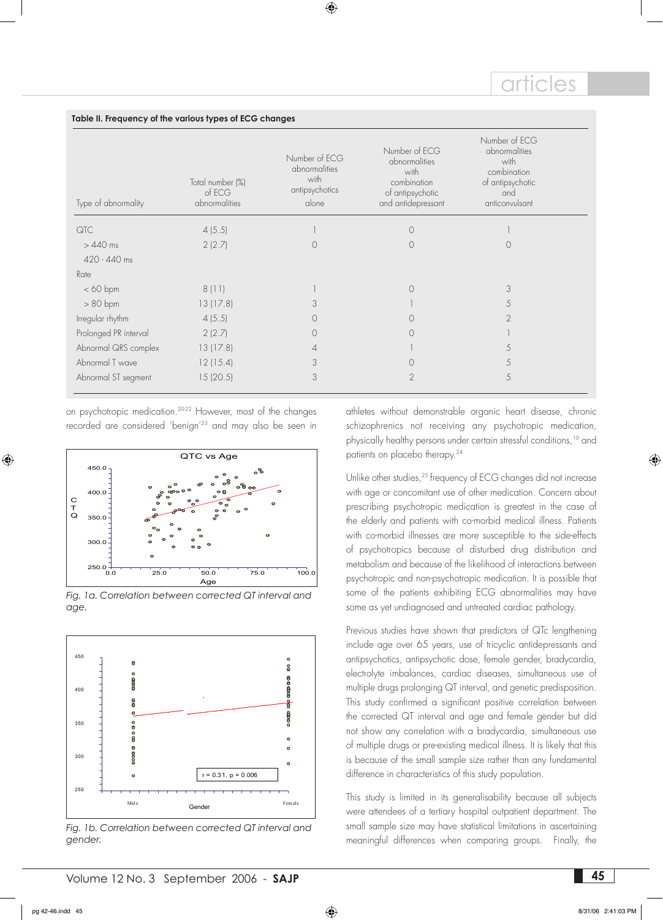**Table II. Frequency of the various types of ECG changes**

| Type of abnormality | Total number (%) of ECG abnormalities | Number of ECG abnormalities with antipsychotics alone | Number of ECG abnormalities with combination of antipsychotic and antidepressant | Number of ECG abnormalities with combination of antipsychotic and anticonvulsant |
|---|---|---|---|---|
| QTC | 4 (5.5) | 1 | 0 | 1 |
| > 440 ms | 2 (2.7) | 0 | 0 | 0 |
| 420 - 440 ms | | | | |
| Rate | | | | |
| < 60 bpm | 8 (11) | 1 | 0 | 3 |
| > 80 bpm | 13 (17.8) | 3 | 1 | 5 |
| Irregular rhythm | 4 (5.5) | 0 | 0 | 2 |
| Prolonged PR interval | 2 (2.7) | 0 | 0 | 1 |
| Abnormal QRS complex | 13 (17.8) | 4 | 1 | 5 |
| Abnormal T wave | 12 (15.4) | 3 | 0 | 5 |
| Abnormal ST segment | 15 (20.5) | 3 | 2 | 5 |

on psychotropic medication.[20-22] However, most of the changes recorded are considered 'benign'[23] and may also be seen in athletes without demonstrable organic heart disease, chronic schizophrenics not receiving any psychotropic medication, physically healthy persons under certain stressful conditions,[10] and patients on placebo therapy.[24]

QTC vs Age

450.0
400.0
350.0
300.0
250.0
QTC
0.0
25.0
50.0
75.0
100.0
Age

*Fig. 1a. Correlation between corrected QT interval and age.*

450
400
350
300
250
r = 0.31, p = 0.006
Male
Gender
Female

*Fig. 1b. Correlation between corrected QT interval and gender.*

Unlike other studies,[25] frequency of ECG changes did not increase with age or concomitant use of other medication. Concern about prescribing psychotropic medication is greatest in the case of the elderly and patients with co-morbid medical illness. Patients with co-morbid illnesses are more susceptible to the side-effects of psychotropics because of disturbed drug distribution and metabolism and because of the likelihood of interactions between psychotropic and non-psychotropic medication. It is possible that some of the patients exhibiting ECG abnormalities may have some as yet undiagnosed and untreated cardiac pathology.

Previous studies have shown that predictors of QTc lengthening include age over 65 years, use of tricyclic antidepressants and antipsychotics, antipsychotic dose, female gender, bradycardia, electrolyte imbalances, cardiac diseases, simultaneous use of multiple drugs prolonging QT interval, and genetic predisposition. This study confirmed a significant positive correlation between the corrected QT interval and age and female gender but did not show any correlation with a bradycardia, simultaneous use of multiple drugs or pre-existing medical illness. It is likely that this is because of the small sample size rather than any fundamental difference in characteristics of this study population.

This study is limited in its generalisability because all subjects were attendees of a tertiary hospital outpatient department. The small sample size may have statistical limitations in ascertaining meaningful differences when comparing groups. Finally, the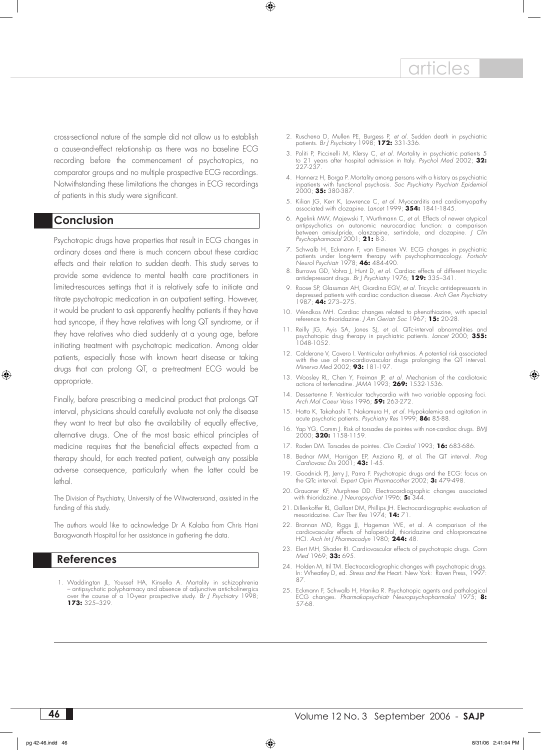cross-sectional nature of the sample did not allow us to establish a cause-and-effect relationship as there was no baseline ECG recording before the commencement of psychotropics, no comparator groups and no multiple prospective ECG recordings. Notwithstanding these limitations the changes in ECG recordings of patients in this study were significant.

## Conclusion

Psychotropic drugs have properties that result in ECG changes in ordinary doses and there is much concern about these cardiac effects and their relation to sudden death. This study serves to provide some evidence to mental health care practitioners in limited-resources settings that it is relatively safe to initiate and titrate psychotropic medication in an outpatient setting. However, it would be prudent to ask apparently healthy patients if they have had syncope, if they have relatives with long QT syndrome, or if they have relatives who died suddenly at a young age, before initiating treatment with psychotropic medication. Among older patients, especially those with known heart disease or taking drugs that can prolong QT, a pre-treatment ECG would be appropriate.

Finally, before prescribing a medicinal product that prolongs QT interval, physicians should carefully evaluate not only the disease they want to treat but also the availability of equally effective, alternative drugs. One of the most basic ethical principles of medicine requires that the beneficial effects expected from a therapy should, for each treated patient, outweigh any possible adverse consequence, particularly when the latter could be lethal.

The Division of Psychiatry, University of the Witwatersrand, assisted in the funding of this study.

The authors would like to acknowledge Dr A Kalaba from Chris Hani Baragwanath Hospital for her assistance in gathering the data.

## References

1. Waddington JL, Youssef HA, Kinsella A. Mortality in schizophrenia – antipsychotic polypharmacy and absence of adjunctive anticholinergics over the course of a 10-year prospective study. *Br J Psychiatry* 1998; **173:** 325–329.
2. Ruschena D, Mullen PE, Burgess P, *et al.* Sudden death in psychiatric patients. *Br J Psychiatry* 1998; **172:** 331-336.
3. Politi P, Piccinelli M, Klersy C, *et al.* Mortality in psychiatric patients 5 to 21 years after hospital admission in Italy. *Psychol Med* 2002; **32:** 227-237.
4. Hannerz H, Borga P. Mortality among persons with a history as psychiatric inpatients with functional psychosis. *Soc Psychiatry Psychiatr Epidemiol* 2000; **35:** 380-387.
5. Kilian JG, Kerr K, Lawrence C, *et al.* Myocarditis and cardiomyopathy associated with clozapine. *Lancet* 1999; **354:** 1841-1845.
6. Agelink MW, Majewski T, Wurthmann C, *et al.* Effects of newer atypical antipsychotics on autonomic neurocardiac function: a comparison between amisulpride, olanzapine, sertindole, and clozapine. *J Clin Psychopharmacol* 2001; **21:** 8-3.
7. Schwalb H, Eckmann F, van Eimeren W. ECG changes in psychiatric patients under long-term therapy with psychopharmacology. *Fortschr Neurol Psychiatr* 1978; **46:** 484-490.
8. Burrows GD, Vohra J, Hunt D, *et al.* Cardiac effects of different tricyclic antidepressant drugs. *Br J Psychiatry* 1976; **129:** 335–341.
9. Roose SP, Glassman AH, Giardina EGV, *et al.* Tricyclic antidepressants in depressed patients with cardiac conduction disease. *Arch Gen Psychiatry* 1987; **44:** 273–275.
10. Wendkos MH. Cardiac changes related to phenothiazine, with special reference to thioridazine. *J Am Geriatr Soc* 1967; **15:** 20-28.
11. Reilly JG, Ayis SA, Jones SJ, *et al.* QTc-interval abnormalities and psychotropic drug therapy in psychiatric patients. *Lancet* 2000; **355:** 1048-1052.
12. Calderone V, Cavero I. Ventricular arrhythmias. A potential risk associated with the use of non-cardiovascular drugs prolonging the QT interval. *Minerva Med* 2002; **93:** 181-197.
13. Woosley RL, Chen Y, Freiman JP, *et al.* Mechanism of the cardiotoxic actions of terfenadine. *JAMA* 1993; **269:** 1532-1536.
14. Dessertenne F. Ventricular tachycardia with two variable opposing foci. *Arch Mal Coeur Vaiss* 1996; **59:** 263-272.
15. Hatta K, Takahashi T, Nakamura H, *et al.* Hypokalemia and agitation in acute psychotic patients. *Psychiatry Res* 1999; **86:** 85-88.
16. Yap YG, Camm J. Risk of torsades de pointes with non-cardiac drugs. *BMJ* 2000; **320:** 1158-1159.
17. Roden DM. Torsades de pointes. *Clin Cardiol* 1993; **16:** 683-686.
18. Bednar MM, Harrigan EP, Anziano RJ, et al. The QT interval. *Prog Cardiovasc Dis* 2001; **43:** 1-45.
19. Goodnick PJ, Jerry J, Parra F. Psychotropic drugs and the ECG: focus on the QTc interval. *Expert Opin Pharmacother* 2002; **3:** 479-498.
20. Grauaner KF, Murphree DD. Electrocardiographic changes associated with thioridazine. *J Neuropsychiat* 1996; **5:** 344.
21. Dillenkoffer RL, Gallant DM, Phillips JH. Electrocardiographic evaluation of mesoridazine. *Curr Ther Res* 1974; **14:** 71.
22. Brannan MD, Riggs JJ, Hageman WE, et al. A comparison of the cardiovascular effects of haloperidol, thioridazine and chlorpromazine HCl. *Arch Int J Pharmacodyn* 1980; **244:** 48.
23. Elert MH, Shader RI. Cardiovascular effects of psychotropic drugs. *Conn Med* 1969; **33:** 695.
24. Holden M, Itil TM. Electrocardiographic changes with psychotropic drugs. In: Wheatley D, ed. *Stress and the Heart*. New York: Raven Press, 1997: 87.
25. Eckmann F, Schwalb H, Hanika R. Psychotropic agents and pathological ECG changes. *Pharmakopsychiatr Neuropsychopharmakol* 1975; **8:** 57-68.